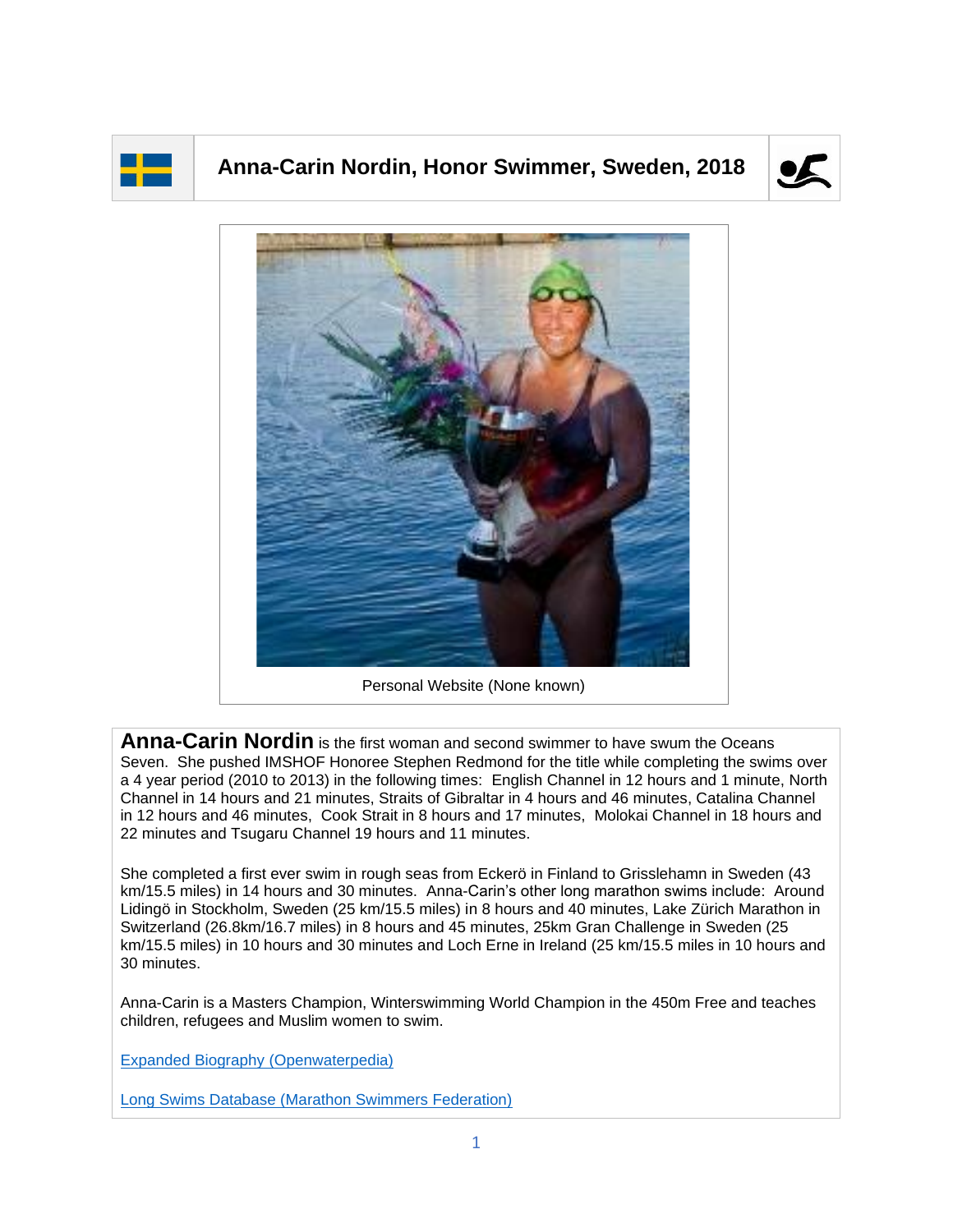# Anna-Carin Nordin, Honor Swimmer, Sweden, 2018

Personal Website (None known)

**Anna-Carin Nordin** is the first woman and second swimmer to have swum the Oceans Seven. She pushed IMSHOF Honoree Stephen Redmond for the title while completing the swims over a 4 year period (2010 to 2013) in the following times: English Channel in 12 hours and 1 minute, North Channel in 14 hours and 21 minutes, Straits of Gibraltar in 4 hours and 46 minutes, Catalina Channel in 12 hours and 46 minutes, Cook Strait in 8 hours and 17 minutes, Molokai Channel in 18 hours and 22 minutes and Tsugaru Channel 19 hours and 11 minutes.

She completed a first ever swim in rough seas from Eckerö in Finland to Grisslehamn in Sweden (43 km/15.5 miles) in 14 hours and 30 minutes. Anna-Carin's other long marathon swims include: Around Lidingö in Stockholm, Sweden (25 km/15.5 miles) in 8 hours and 40 minutes, Lake Zürich Marathon in Switzerland (26.8km/16.7 miles) in 8 hours and 45 minutes, 25km Gran Challenge in Sweden (25 km/15.5 miles) in 10 hours and 30 minutes and Loch Erne in Ireland (25 km/15.5 miles in 10 hours and 30 minutes.

Anna-Carin is a Masters Champion, Winterswimming World Champion in the 450m Free and teaches children, refugees and Muslim women to swim.

[Expanded Biography (Openwaterpedia)]

[Long Swims Database (Marathon Swimmers Federation)]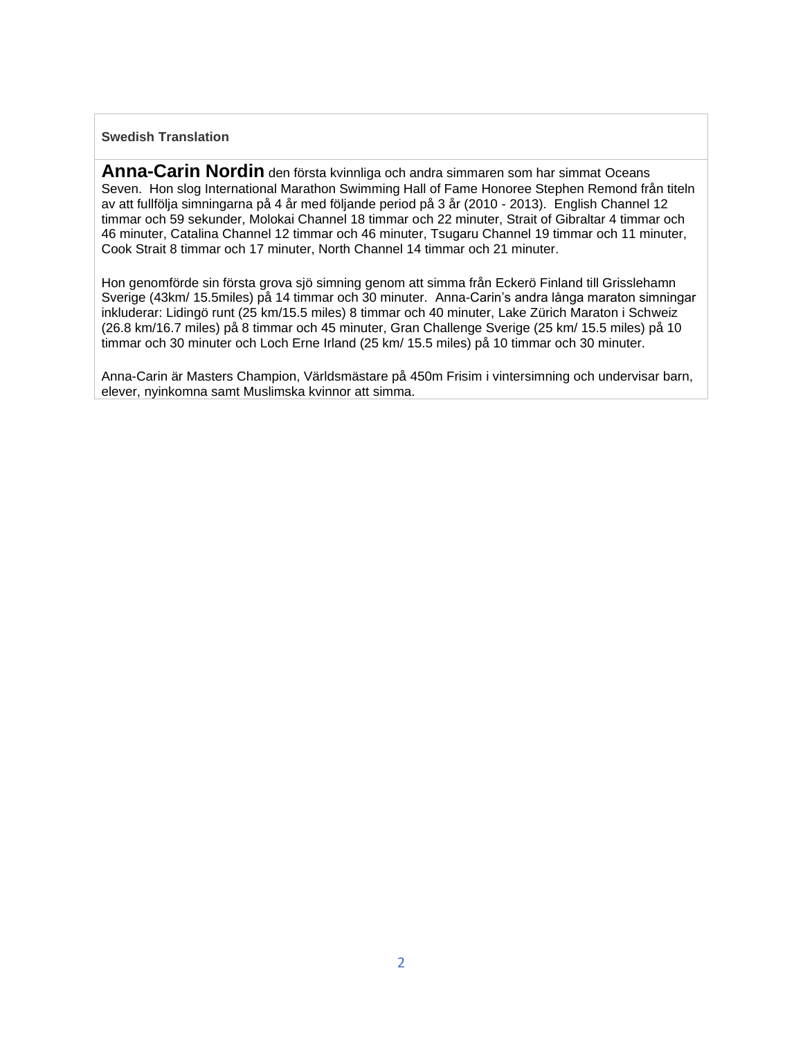**Swedish Translation**

**Anna-Carin Nordin** den första kvinnliga och andra simmaren som har simmat Oceans Seven. Hon slog International Marathon Swimming Hall of Fame Honoree Stephen Remond från titeln av att fullfölja simningarna på 4 år med följande period på 3 år (2010 - 2013). English Channel 12 timmar och 59 sekunder, Molokai Channel 18 timmar och 22 minuter, Strait of Gibraltar 4 timmar och 46 minuter, Catalina Channel 12 timmar och 46 minuter, Tsugaru Channel 19 timmar och 11 minuter, Cook Strait 8 timmar och 17 minuter, North Channel 14 timmar och 21 minuter.

Hon genomförde sin första grova sjö simning genom att simma från Eckerö Finland till Grisslehamn Sverige (43km/ 15.5miles) på 14 timmar och 30 minuter. Anna-Carin's andra långa maraton simningar inkluderar: Lidingö runt (25 km/15.5 miles) 8 timmar och 40 minuter, Lake Zürich Maraton i Schweiz (26.8 km/16.7 miles) på 8 timmar och 45 minuter, Gran Challenge Sverige (25 km/ 15.5 miles) på 10 timmar och 30 minuter och Loch Erne Irland (25 km/ 15.5 miles) på 10 timmar och 30 minuter.

Anna-Carin är Masters Champion, Världsmästare på 450m Frisim i vintersimning och undervisar barn, elever, nyinkomna samt Muslimska kvinnor att simma.